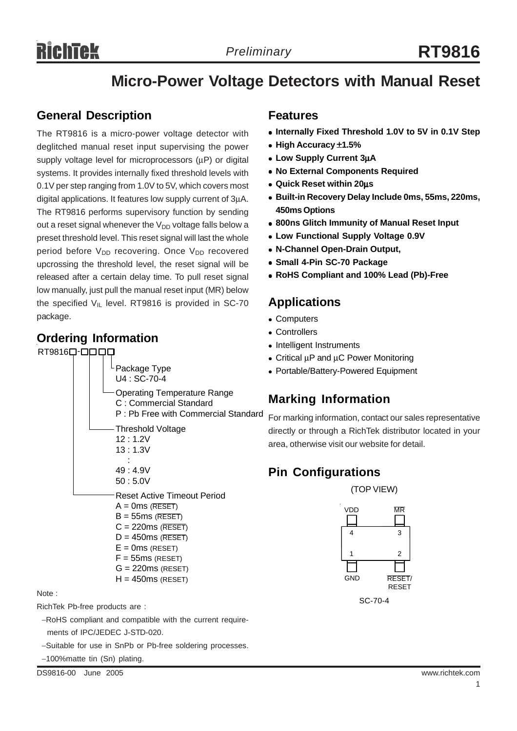# RT9816

## Micro-Power Voltage Detectors with Manual Reset

## General Description

The RT9816 is a micro-power voltage detector with deglitched manual reset input supervising the power supply voltage level for microprocessors (μP) or digital systems. It provides internally fixed threshold levels with 0.1V per step ranging from 1.0V to 5V, which covers most digital applications. It features low supply current of 3μA. The RT9816 performs supervisory function by sending out a reset signal whenever the $V_{DD}$ voltage falls below a preset threshold level. This reset signal will last the whole period before $V_{DD}$ recovering. Once $V_{DD}$ recovered upcrossing the threshold level, the reset signal will be released after a certain delay time. To pull reset signal low manually, just pull the manual reset input (MR) below the specified $V_{IL}$ level. RT9816 is provided in SC-70 package.

## Ordering Information

RT9816□-□□□□

- Package Type
  - U4 : SC-70-4
- Operating Temperature Range
  - C : Commercial Standard
  - P : Pb Free with Commercial Standard
- Threshold Voltage
  - 12 : 1.2V
  - 13 : 1.3V
  - :
  - 49 : 4.9V
  - 50 : 5.0V
- Reset Active Timeout Period
  - A = 0ms ($\overline{RESET}$)
  - B = 55ms ($\overline{RESET}$)
  - C = 220ms ($\overline{RESET}$)
  - D = 450ms ($\overline{RESET}$)
  - E = 0ms (RESET)
  - F = 55ms (RESET)
  - G = 220ms (RESET)
  - H = 450ms (RESET)

Note :

RichTek Pb-free products are :

- −RoHS compliant and compatible with the current requirements of IPC/JEDEC J-STD-020.
- −Suitable for use in SnPb or Pb-free soldering processes.
- −100%matte tin (Sn) plating.

## Features

- Internally Fixed Threshold 1.0V to 5V in 0.1V Step
- High Accuracy ±1.5%
- Low Supply Current 3μA
- No External Components Required
- Quick Reset within 20μs
- Built-in Recovery Delay Include 0ms, 55ms, 220ms, 450ms Options
- 800ns Glitch Immunity of Manual Reset Input
- Low Functional Supply Voltage 0.9V
- N-Channel Open-Drain Output,
- Small 4-Pin SC-70 Package
- RoHS Compliant and 100% Lead (Pb)-Free

## Applications

- Computers
- Controllers
- Intelligent Instruments
- Critical μP and μC Power Monitoring
- Portable/Battery-Powered Equipment

## Marking Information

For marking information, contact our sales representative directly or through a RichTek distributor located in your area, otherwise visit our website for detail.

## Pin Configurations

(TOP VIEW)

| Pin | Name |
|---|---|
| 4 | VDD |
| 3 | $\overline{MR}$ |
| 1 | GND |
| 2 | $\overline{RESET}$/RESET |

SC-70-4

DS9816-00 June 2005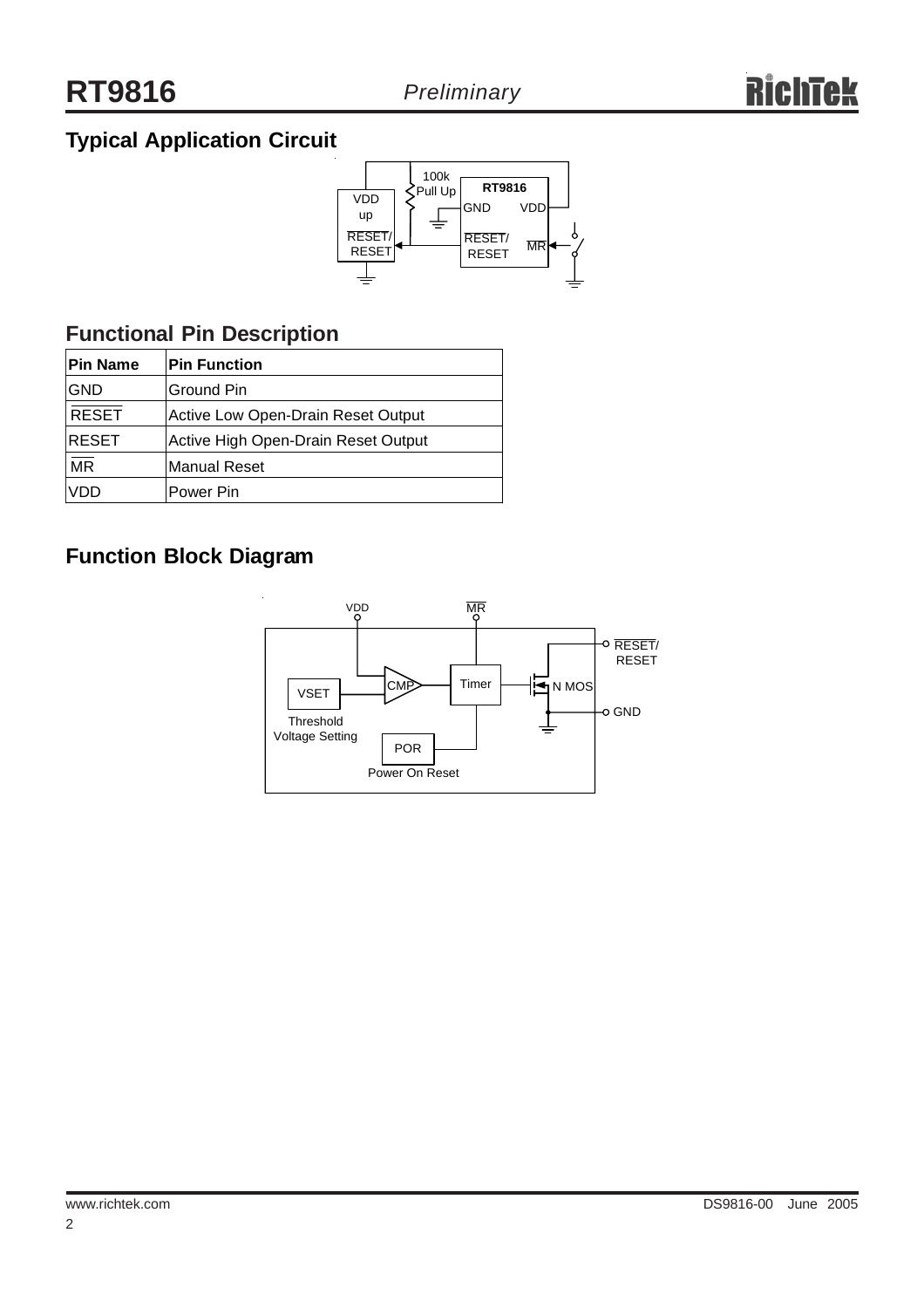## Typical Application Circuit

## Functional Pin Description

| Pin Name | Pin Function |
|---|---|
| GND | Ground Pin |
| $\overline{\text{RESET}}$ | Active Low Open-Drain Reset Output |
| RESET | Active High Open-Drain Reset Output |
| $\overline{\text{MR}}$ | Manual Reset |
| VDD | Power Pin |

## Function Block Diagram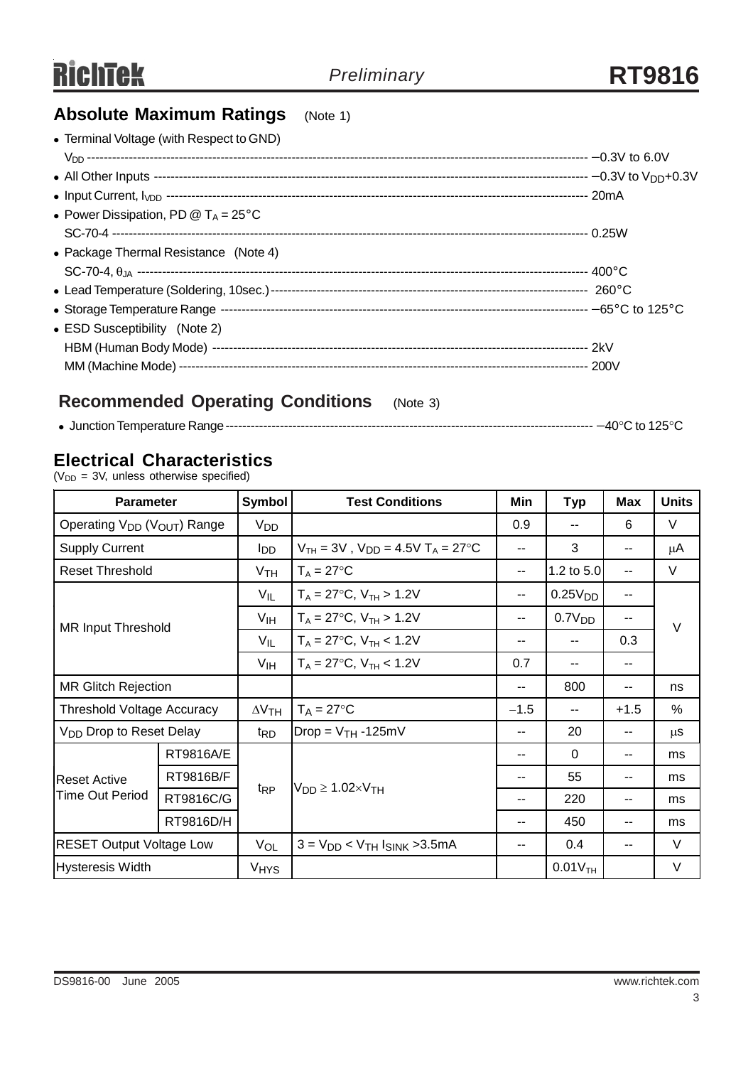## Absolute Maximum Ratings (Note 1)

- Terminal Voltage (with Respect to GND)
  $V_{DD}$ ------------------------------------------------------------------------------------------------ −0.3V to 6.0V
- All Other Inputs ------------------------------------------------------------------------------------------ −0.3V to $V_{DD}$+0.3V
- Input Current, $I_{VDD}$ ------------------------------------------------------------------------------------ 20mA
- Power Dissipation, PD @ $T_A$ = 25°C
  SC-70-4 --------------------------------------------------------------------------------------------------- 0.25W
- Package Thermal Resistance (Note 4)
  SC-70-4, $\theta_{JA}$ ------------------------------------------------------------------------------------- 400°C
- Lead Temperature (Soldering, 10sec.) ---------------------------------------------------------------- 260°C
- Storage Temperature Range -------------------------------------------------------------------------- −65°C to 125°C
- ESD Susceptibility (Note 2)
  HBM (Human Body Mode) ------------------------------------------------------------------------------ 2kV
  MM (Machine Mode) ----------------------------------------------------------------------------------- 200V

## Recommended Operating Conditions (Note 3)

- Junction Temperature Range ------------------------------------------------------------------------- −40°C to 125°C

## Electrical Characteristics

($V_{DD}$ = 3V, unless otherwise specified)

| Parameter | | Symbol | Test Conditions | Min | Typ | Max | Units |
|---|---|---|---|---|---|---|---|
| Operating $V_{DD}$ ($V_{OUT}$) Range | | $V_{DD}$ | | 0.9 | -- | 6 | V |
| Supply Current | | $I_{DD}$ | $V_{TH}$ = 3V , $V_{DD}$ = 4.5V $T_A$ = 27°C | -- | 3 | -- | μA |
| Reset Threshold | | $V_{TH}$ | $T_A$ = 27°C | -- | 1.2 to 5.0 | -- | V |
| MR Input Threshold | | $V_{IL}$ | $T_A$ = 27°C, $V_{TH}$ > 1.2V | -- | 0.25$V_{DD}$ | -- | V |
| | | $V_{IH}$ | $T_A$ = 27°C, $V_{TH}$ > 1.2V | -- | 0.7$V_{DD}$ | -- | |
| | | $V_{IL}$ | $T_A$ = 27°C, $V_{TH}$ < 1.2V | -- | -- | 0.3 | |
| | | $V_{IH}$ | $T_A$ = 27°C, $V_{TH}$ < 1.2V | 0.7 | -- | -- | |
| MR Glitch Rejection | | | | -- | 800 | -- | ns |
| Threshold Voltage Accuracy | | $\Delta V_{TH}$ | $T_A$ = 27°C | −1.5 | -- | +1.5 | % |
| $V_{DD}$ Drop to Reset Delay | | $t_{RD}$ | Drop = $V_{TH}$ -125mV | -- | 20 | -- | μs |
| Reset Active Time Out Period | RT9816A/E | $t_{RP}$ | $V_{DD} \geq 1.02 \times V_{TH}$ | -- | 0 | -- | ms |
| | RT9816B/F | | | -- | 55 | -- | ms |
| | RT9816C/G | | | -- | 220 | -- | ms |
| | RT9816D/H | | | -- | 450 | -- | ms |
| RESET Output Voltage Low | | $V_{OL}$ | 3 = $V_{DD}$ < $V_{TH}$ $I_{SINK}$ >3.5mA | -- | 0.4 | -- | V |
| Hysteresis Width | | $V_{HYS}$ | | | 0.01$V_{TH}$ | | V |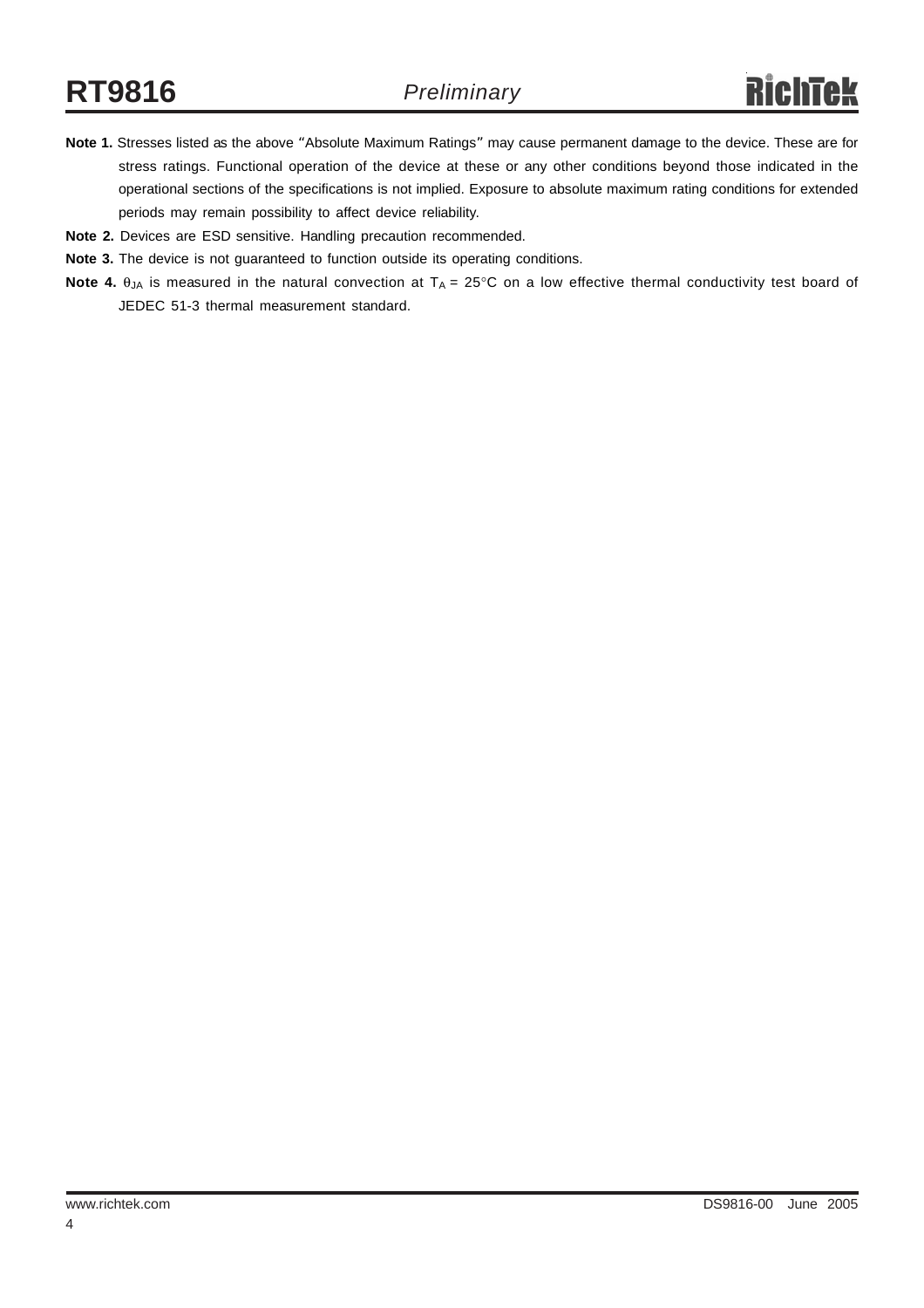**Note 1.** Stresses listed as the above "Absolute Maximum Ratings" may cause permanent damage to the device. These are for stress ratings. Functional operation of the device at these or any other conditions beyond those indicated in the operational sections of the specifications is not implied. Exposure to absolute maximum rating conditions for extended periods may remain possibility to affect device reliability.

**Note 2.** Devices are ESD sensitive. Handling precaution recommended.

**Note 3.** The device is not guaranteed to function outside its operating conditions.

**Note 4.** $\theta_{JA}$ is measured in the natural convection at $T_A$ = 25°C on a low effective thermal conductivity test board of JEDEC 51-3 thermal measurement standard.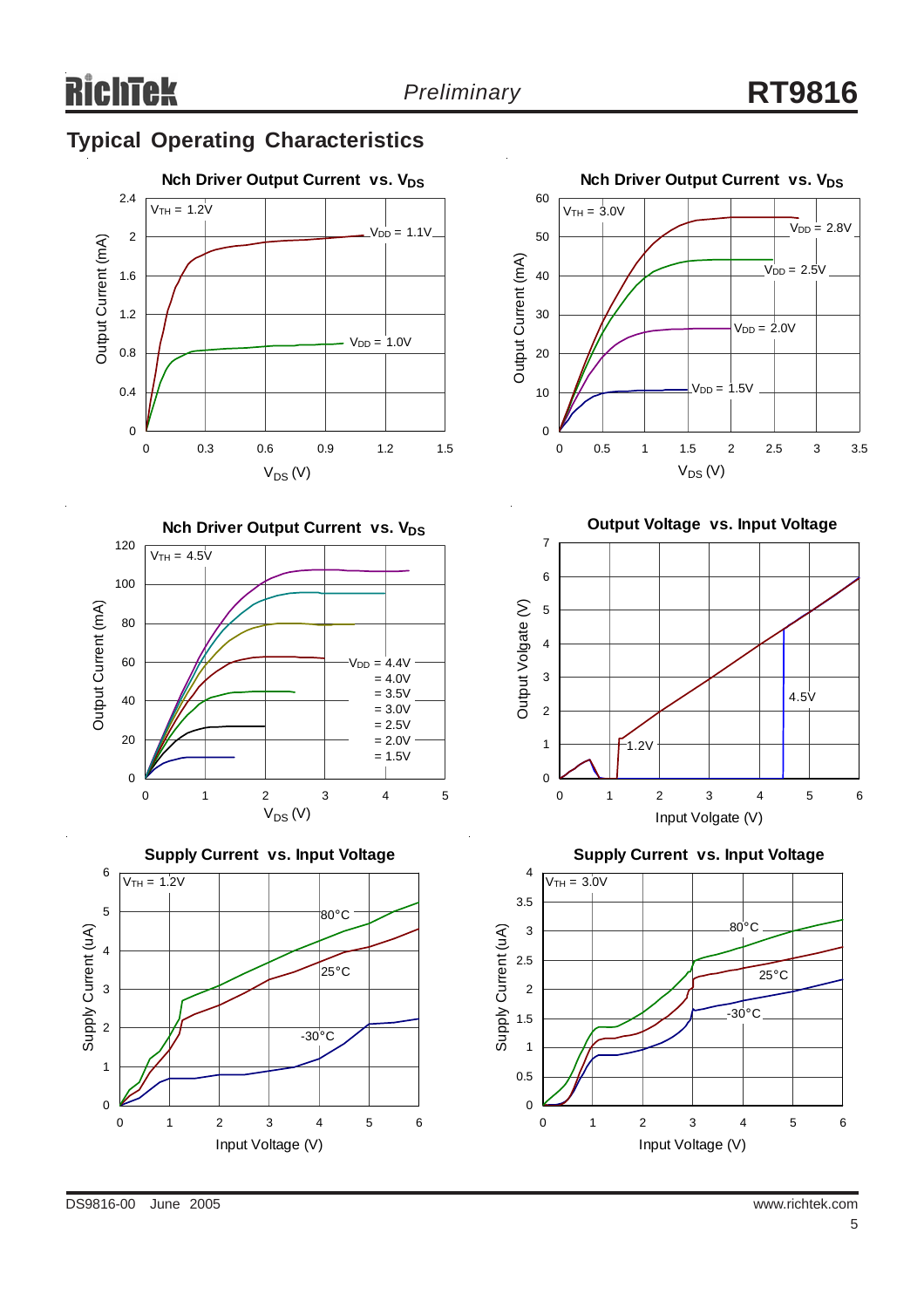## Typical Operating Characteristics

**Nch Driver Output Current vs. $V_{DS}$**

$V_{TH}$ = 1.2V

Output Current (mA) vs. $V_{DS}$ (V)

$V_{DD}$ = 1.1V

$V_{DD}$ = 1.0V

**Nch Driver Output Current vs. $V_{DS}$**

$V_{TH}$ = 3.0V

Output Current (mA) vs. $V_{DS}$ (V)

$V_{DD}$ = 2.8V

$V_{DD}$ = 2.5V

$V_{DD}$ = 2.0V

$V_{DD}$ = 1.5V

**Nch Driver Output Current vs. $V_{DS}$**

$V_{TH}$ = 4.5V

Output Current (mA) vs. $V_{DS}$ (V)

$V_{DD}$ = 4.4V
= 4.0V
= 3.5V
= 3.0V
= 2.5V
= 2.0V
= 1.5V

**Output Voltage vs. Input Voltage**

Output Volgate (V) vs. Input Volgate (V)

1.2V

4.5V

**Supply Current vs. Input Voltage**

$V_{TH}$ = 1.2V

Supply Current (uA) vs. Input Voltage (V)

80°C

25°C

-30°C

**Supply Current vs. Input Voltage**

$V_{TH}$ = 3.0V

Supply Current (uA) vs. Input Voltage (V)

80°C

25°C

-30°C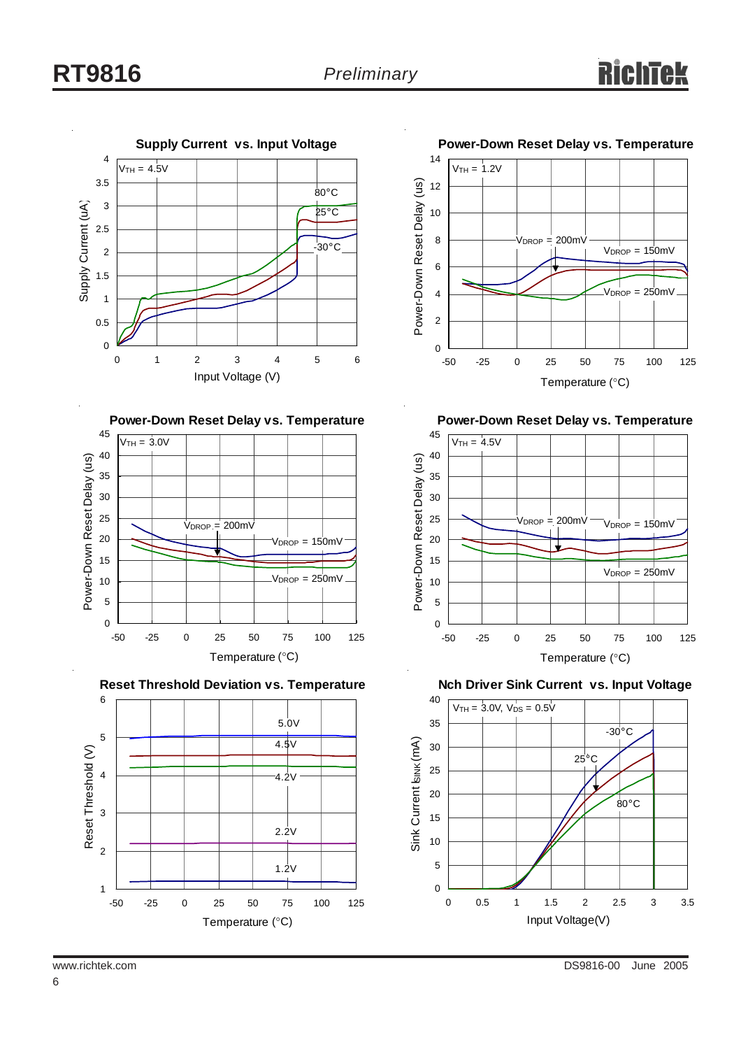**Supply Current vs. Input Voltage**

$V_{TH}$ = 4.5V

80°C

25°C

-30°C

Supply Current (uA)

Input Voltage (V)

**Power-Down Reset Delay vs. Temperature**

$V_{TH}$ = 1.2V

$V_{DROP}$ = 200mV

$V_{DROP}$ = 150mV

$V_{DROP}$ = 250mV

Power-Down Reset Delay (us)

Temperature (°C)

**Power-Down Reset Delay vs. Temperature**

$V_{TH}$ = 3.0V

$V_{DROP}$ = 200mV

$V_{DROP}$ = 150mV

$V_{DROP}$ = 250mV

Power-Down Reset Delay (us)

Temperature (°C)

**Power-Down Reset Delay vs. Temperature**

$V_{TH}$ = 4.5V

$V_{DROP}$ = 200mV

$V_{DROP}$ = 150mV

$V_{DROP}$ = 250mV

Power-Down Reset Delay (us)

Temperature (°C)

**Reset Threshold Deviation vs. Temperature**

5.0V

4.5V

4.2V

2.2V

1.2V

Reset Threshold (V)

Temperature (°C)

**Nch Driver Sink Current vs. Input Voltage**

$V_{TH}$ = 3.0V, $V_{DS}$ = 0.5V

-30°C

25°C

80°C

Sink Current $I_{SINK}$ (mA)

Input Voltage(V)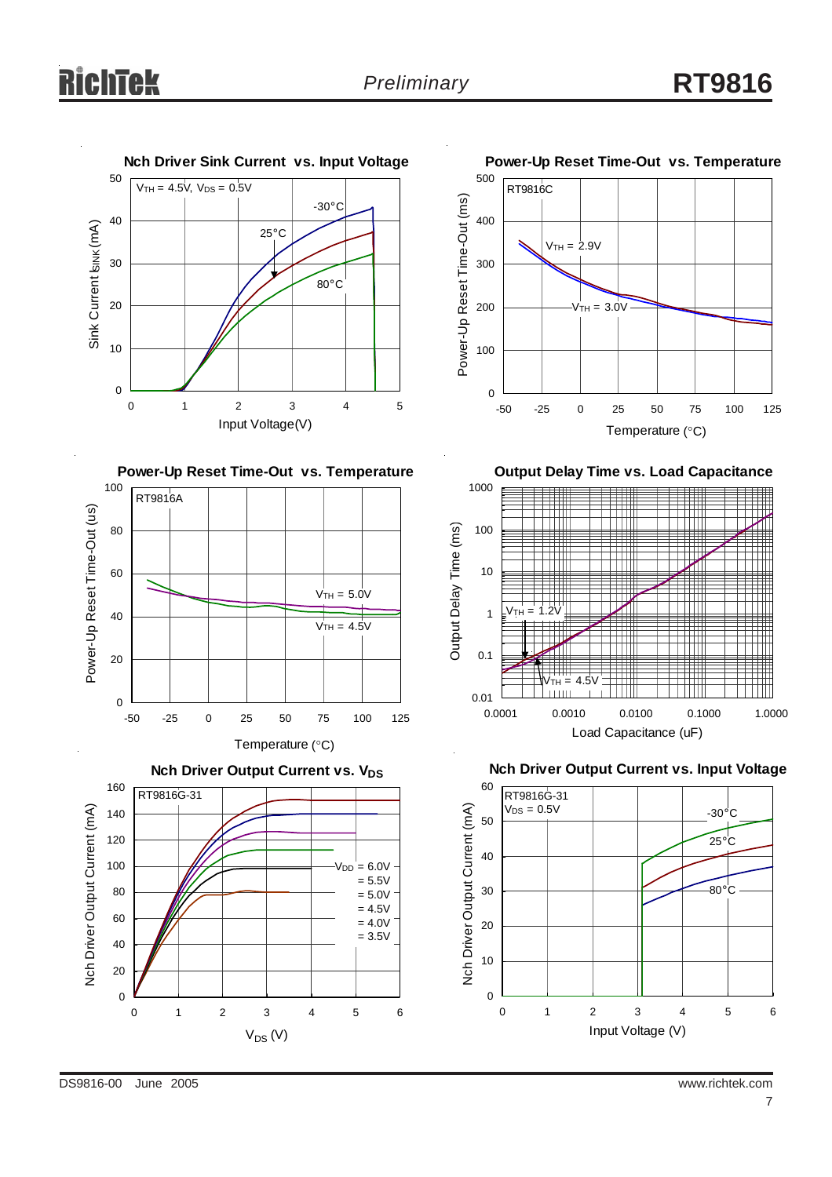**Nch Driver Sink Current vs. Input Voltage**

$V_{TH}$ = 4.5V, $V_{DS}$ = 0.5V

-30°C, 25°C, 80°C

Sink Current $I_{SINK}$ (mA) vs. Input Voltage(V)

**Power-Up Reset Time-Out vs. Temperature**

RT9816C

$V_{TH}$ = 2.9V, $V_{TH}$ = 3.0V

Power-Up Reset Time-Out (ms) vs. Temperature (°C)

**Power-Up Reset Time-Out vs. Temperature**

RT9816A

$V_{TH}$ = 5.0V, $V_{TH}$ = 4.5V

Power-Up Reset Time-Out (us) vs. Temperature (°C)

**Output Delay Time vs. Load Capacitance**

$V_{TH}$ = 1.2V, $V_{TH}$ = 4.5V

Output Delay Time (ms) vs. Load Capacitance (uF)

**Nch Driver Output Current vs. $V_{DS}$**

RT9816G-31

$V_{DD}$ = 6.0V, = 5.5V, = 5.0V, = 4.5V, = 4.0V, = 3.5V

Nch Driver Output Current (mA) vs. $V_{DS}$ (V)

**Nch Driver Output Current vs. Input Voltage**

RT9816G-31

$V_{DS}$ = 0.5V

-30°C, 25°C, 80°C

Nch Driver Output Current (mA) vs. Input Voltage (V)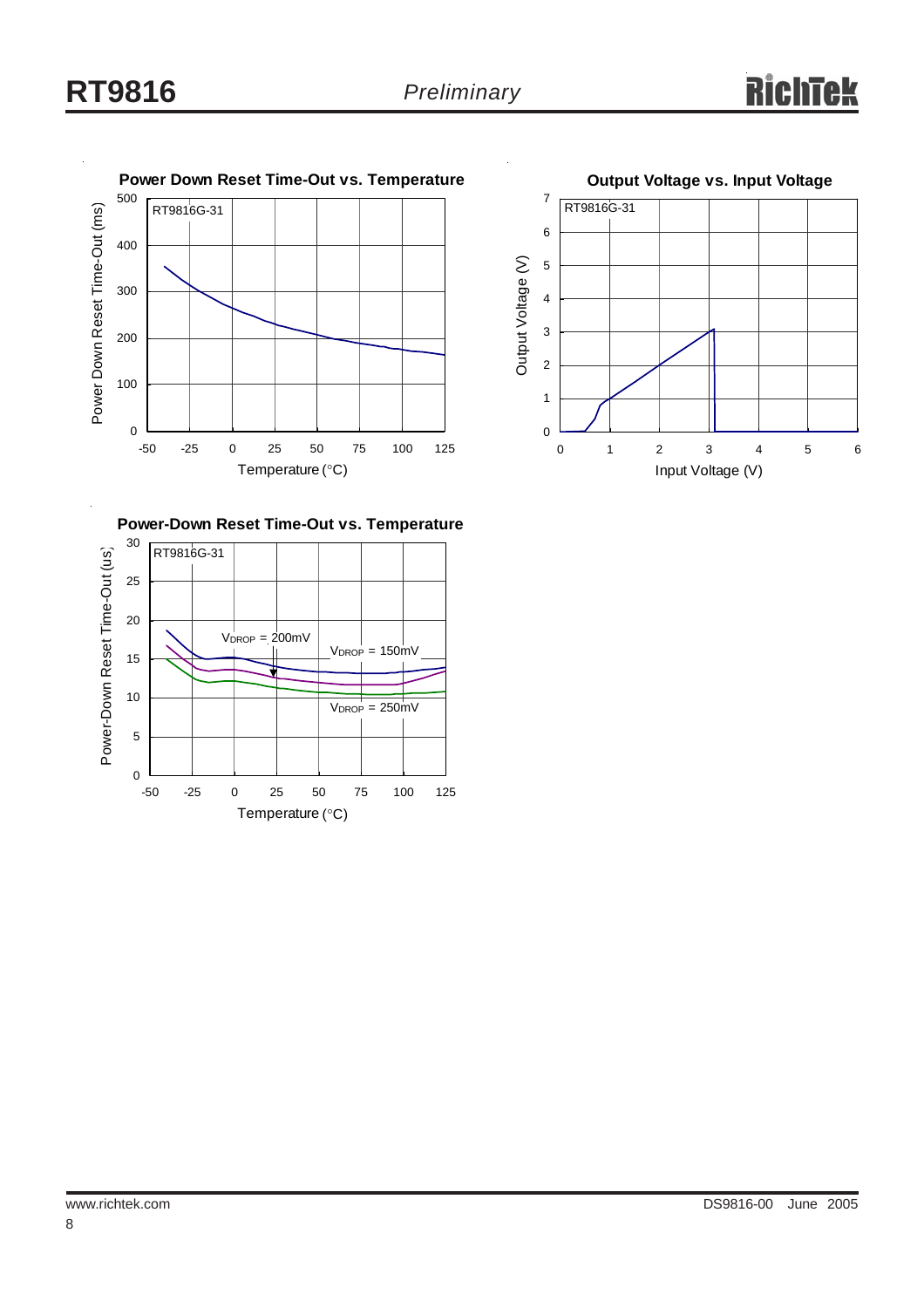**Power Down Reset Time-Out vs. Temperature**

RT9816G-31

Power Down Reset Time-Out (ms) vs. Temperature (°C)

**Output Voltage vs. Input Voltage**

RT9816G-31

Output Voltage (V) vs. Input Voltage (V)

**Power-Down Reset Time-Out vs. Temperature**

RT9816G-31

$V_{DROP}$ = 200mV

$V_{DROP}$ = 150mV

$V_{DROP}$ = 250mV

Power-Down Reset Time-Out (us) vs. Temperature (°C)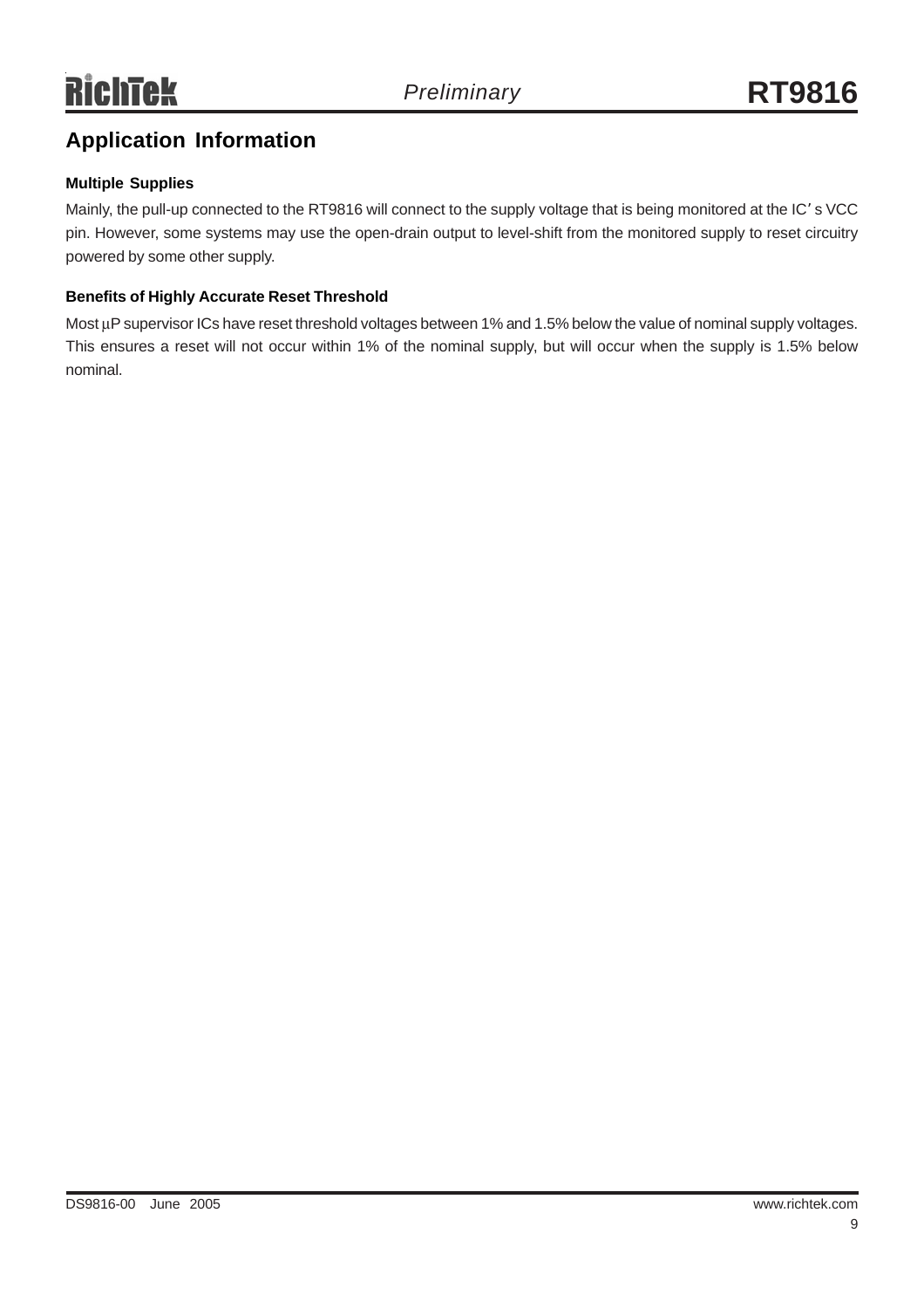## Application Information

### Multiple Supplies

Mainly, the pull-up connected to the RT9816 will connect to the supply voltage that is being monitored at the IC's VCC pin. However, some systems may use the open-drain output to level-shift from the monitored supply to reset circuitry powered by some other supply.

### Benefits of Highly Accurate Reset Threshold

Most μP supervisor ICs have reset threshold voltages between 1% and 1.5% below the value of nominal supply voltages. This ensures a reset will not occur within 1% of the nominal supply, but will occur when the supply is 1.5% below nominal.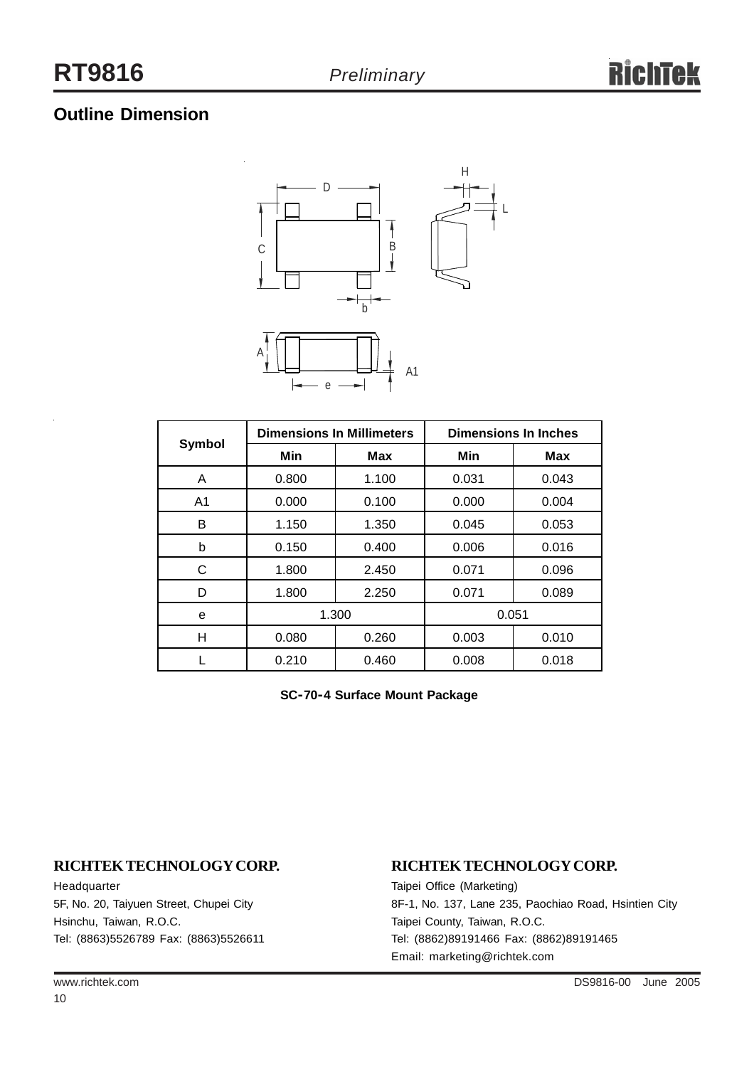## Outline Dimension

H
D
L
C
B
b
A
A1
e

| Symbol | Dimensions In Millimeters | | Dimensions In Inches | |
|---|---|---|---|---|
| | Min | Max | Min | Max |
| A | 0.800 | 1.100 | 0.031 | 0.043 |
| A1 | 0.000 | 0.100 | 0.000 | 0.004 |
| B | 1.150 | 1.350 | 0.045 | 0.053 |
| b | 0.150 | 0.400 | 0.006 | 0.016 |
| C | 1.800 | 2.450 | 0.071 | 0.096 |
| D | 1.800 | 2.250 | 0.071 | 0.089 |
| e | 1.300 | | 0.051 | |
| H | 0.080 | 0.260 | 0.003 | 0.010 |
| L | 0.210 | 0.460 | 0.008 | 0.018 |

**SC-70-4 Surface Mount Package**

**RICHTEK TECHNOLOGY CORP.**

Headquarter
5F, No. 20, Taiyuen Street, Chupei City
Hsinchu, Taiwan, R.O.C.
Tel: (8863)5526789 Fax: (8863)5526611

**RICHTEK TECHNOLOGY CORP.**

Taipei Office (Marketing)
8F-1, No. 137, Lane 235, Paochiao Road, Hsintien City
Taipei County, Taiwan, R.O.C.
Tel: (8862)89191466 Fax: (8862)89191465
Email: marketing@richtek.com